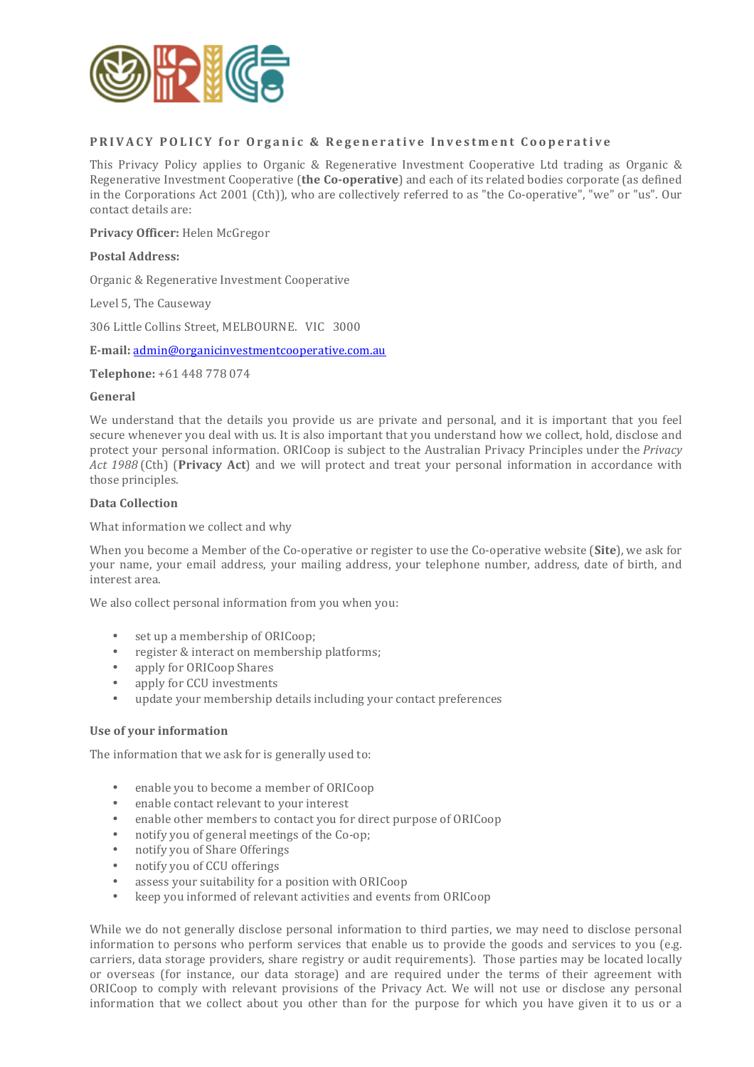# PRIVACY POLICY for Organic & Regenerative Investment Cooperative

This Privacy Policy applies to Organic & Regenerative Investment Cooperative Ltd trading as Organic & Regenerative Investment Cooperative (**the Co-operative**) and each of its related bodies corporate (as defined in the Corporations Act 2001 (Cth)), who are collectively referred to as "the Co-operative", "we" or "us". Our contact details are:

**Privacy Officer:** Helen McGregor

**Postal Address:**

Organic & Regenerative Investment Cooperative

Level 5, The Causeway

306 Little Collins Street, MELBOURNE. VIC 3000

**E-mail:** admin@organicinvestmentcooperative.com.au

**Telephone:** +61 448 778 074

**General**

We understand that the details you provide us are private and personal, and it is important that you feel secure whenever you deal with us. It is also important that you understand how we collect, hold, disclose and protect your personal information. ORICoop is subject to the Australian Privacy Principles under the *Privacy Act 1988* (Cth) (**Privacy Act**) and we will protect and treat your personal information in accordance with those principles.

**Data Collection**

What information we collect and why

When you become a Member of the Co-operative or register to use the Co-operative website (**Site**), we ask for your name, your email address, your mailing address, your telephone number, address, date of birth, and interest area.

We also collect personal information from you when you:

- set up a membership of ORICoop;
- register & interact on membership platforms;
- apply for ORICoop Shares
- apply for CCU investments
- update your membership details including your contact preferences

**Use of your information**

The information that we ask for is generally used to:

- enable you to become a member of ORICoop
- enable contact relevant to your interest
- enable other members to contact you for direct purpose of ORICoop
- notify you of general meetings of the Co-op;
- notify you of Share Offerings
- notify you of CCU offerings
- assess your suitability for a position with ORICoop
- keep you informed of relevant activities and events from ORICoop

While we do not generally disclose personal information to third parties, we may need to disclose personal information to persons who perform services that enable us to provide the goods and services to you (e.g. carriers, data storage providers, share registry or audit requirements). Those parties may be located locally or overseas (for instance, our data storage) and are required under the terms of their agreement with ORICoop to comply with relevant provisions of the Privacy Act. We will not use or disclose any personal information that we collect about you other than for the purpose for which you have given it to us or a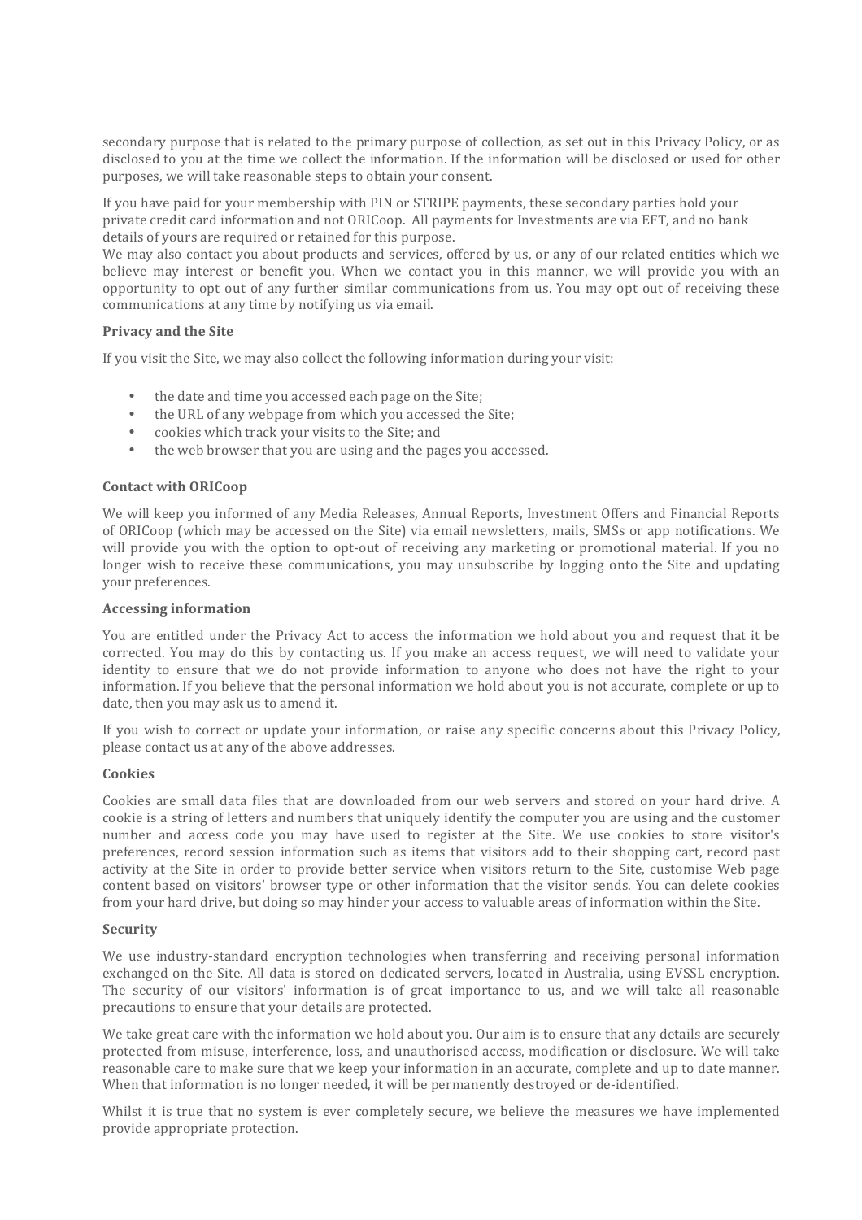secondary purpose that is related to the primary purpose of collection, as set out in this Privacy Policy, or as disclosed to you at the time we collect the information. If the information will be disclosed or used for other purposes, we will take reasonable steps to obtain your consent.

If you have paid for your membership with PIN or STRIPE payments, these secondary parties hold your private credit card information and not ORICoop. All payments for Investments are via EFT, and no bank details of yours are required or retained for this purpose.
We may also contact you about products and services, offered by us, or any of our related entities which we believe may interest or benefit you. When we contact you in this manner, we will provide you with an opportunity to opt out of any further similar communications from us. You may opt out of receiving these communications at any time by notifying us via email.

**Privacy and the Site**

If you visit the Site, we may also collect the following information during your visit:

- the date and time you accessed each page on the Site;
- the URL of any webpage from which you accessed the Site;
- cookies which track your visits to the Site; and
- the web browser that you are using and the pages you accessed.

**Contact with ORICoop**

We will keep you informed of any Media Releases, Annual Reports, Investment Offers and Financial Reports of ORICoop (which may be accessed on the Site) via email newsletters, mails, SMSs or app notifications. We will provide you with the option to opt-out of receiving any marketing or promotional material. If you no longer wish to receive these communications, you may unsubscribe by logging onto the Site and updating your preferences.

**Accessing information**

You are entitled under the Privacy Act to access the information we hold about you and request that it be corrected. You may do this by contacting us. If you make an access request, we will need to validate your identity to ensure that we do not provide information to anyone who does not have the right to your information. If you believe that the personal information we hold about you is not accurate, complete or up to date, then you may ask us to amend it.

If you wish to correct or update your information, or raise any specific concerns about this Privacy Policy, please contact us at any of the above addresses.

**Cookies**

Cookies are small data files that are downloaded from our web servers and stored on your hard drive. A cookie is a string of letters and numbers that uniquely identify the computer you are using and the customer number and access code you may have used to register at the Site. We use cookies to store visitor's preferences, record session information such as items that visitors add to their shopping cart, record past activity at the Site in order to provide better service when visitors return to the Site, customise Web page content based on visitors' browser type or other information that the visitor sends. You can delete cookies from your hard drive, but doing so may hinder your access to valuable areas of information within the Site.

**Security**

We use industry-standard encryption technologies when transferring and receiving personal information exchanged on the Site. All data is stored on dedicated servers, located in Australia, using EVSSL encryption. The security of our visitors' information is of great importance to us, and we will take all reasonable precautions to ensure that your details are protected.

We take great care with the information we hold about you. Our aim is to ensure that any details are securely protected from misuse, interference, loss, and unauthorised access, modification or disclosure. We will take reasonable care to make sure that we keep your information in an accurate, complete and up to date manner. When that information is no longer needed, it will be permanently destroyed or de-identified.

Whilst it is true that no system is ever completely secure, we believe the measures we have implemented provide appropriate protection.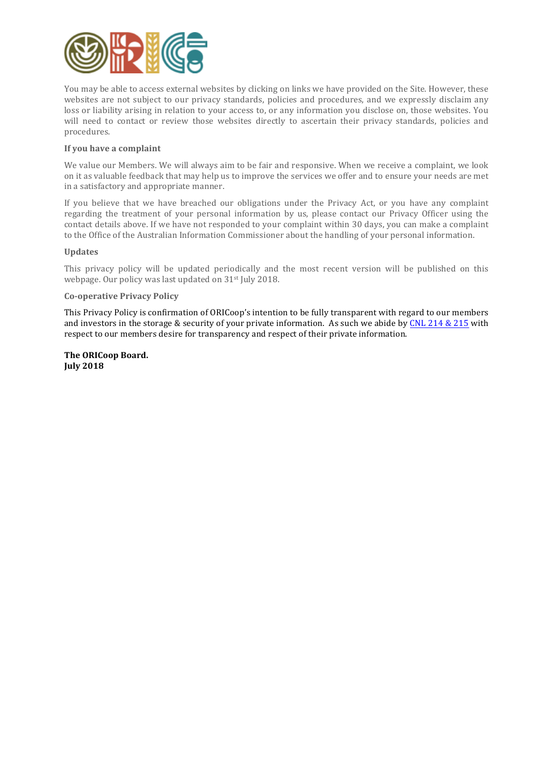You may be able to access external websites by clicking on links we have provided on the Site. However, these websites are not subject to our privacy standards, policies and procedures, and we expressly disclaim any loss or liability arising in relation to your access to, or any information you disclose on, those websites. You will need to contact or review those websites directly to ascertain their privacy standards, policies and procedures.

### If you have a complaint

We value our Members. We will always aim to be fair and responsive. When we receive a complaint, we look on it as valuable feedback that may help us to improve the services we offer and to ensure your needs are met in a satisfactory and appropriate manner.

If you believe that we have breached our obligations under the Privacy Act, or you have any complaint regarding the treatment of your personal information by us, please contact our Privacy Officer using the contact details above. If we have not responded to your complaint within 30 days, you can make a complaint to the Office of the Australian Information Commissioner about the handling of your personal information.

### Updates

This privacy policy will be updated periodically and the most recent version will be published on this webpage. Our policy was last updated on 31st July 2018.

### Co-operative Privacy Policy

This Privacy Policy is confirmation of ORICoop's intention to be fully transparent with regard to our members and investors in the storage & security of your private information. As such we abide by CNL 214 & 215 with respect to our members desire for transparency and respect of their private information.

**The ORICoop Board.**
**July 2018**